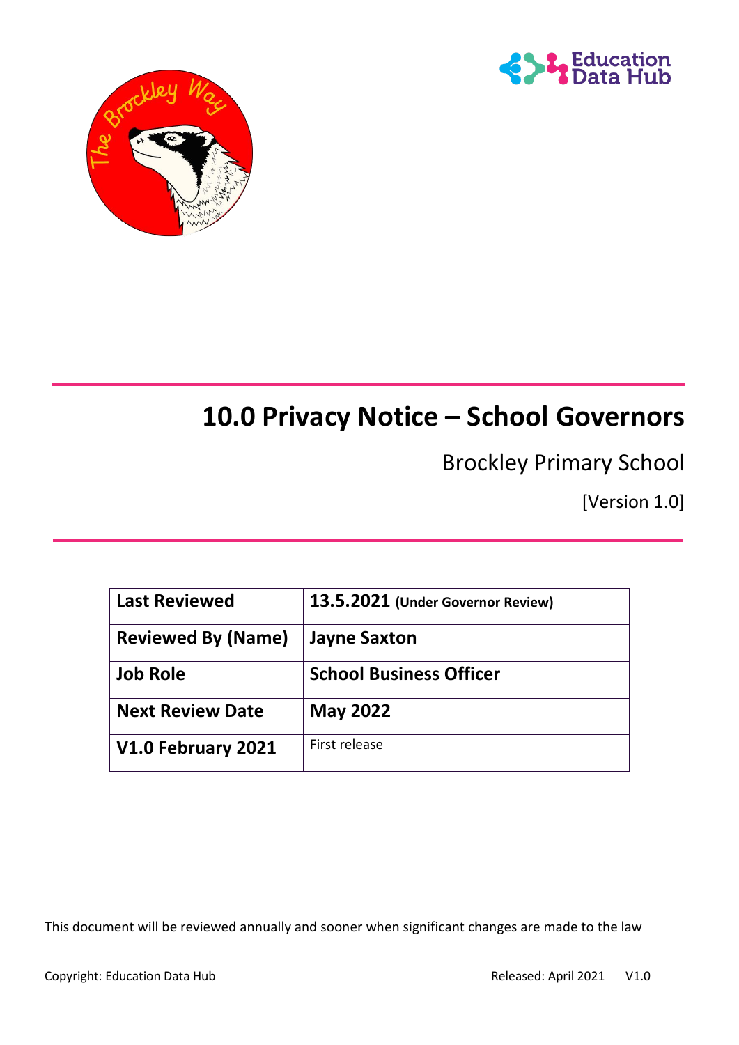# 10.0 Privacy Notice – School Governors

Brockley Primary School

[Version 1.0]

| **Last Reviewed** | **13.5.2021 (Under Governor Review)** |
|---|---|
| **Reviewed By (Name)** | **Jayne Saxton** |
| **Job Role** | **School Business Officer** |
| **Next Review Date** | **May 2022** |
| **V1.0 February 2021** | First release |

This document will be reviewed annually and sooner when significant changes are made to the law

Copyright: Education Data Hub

Released: April 2021 V1.0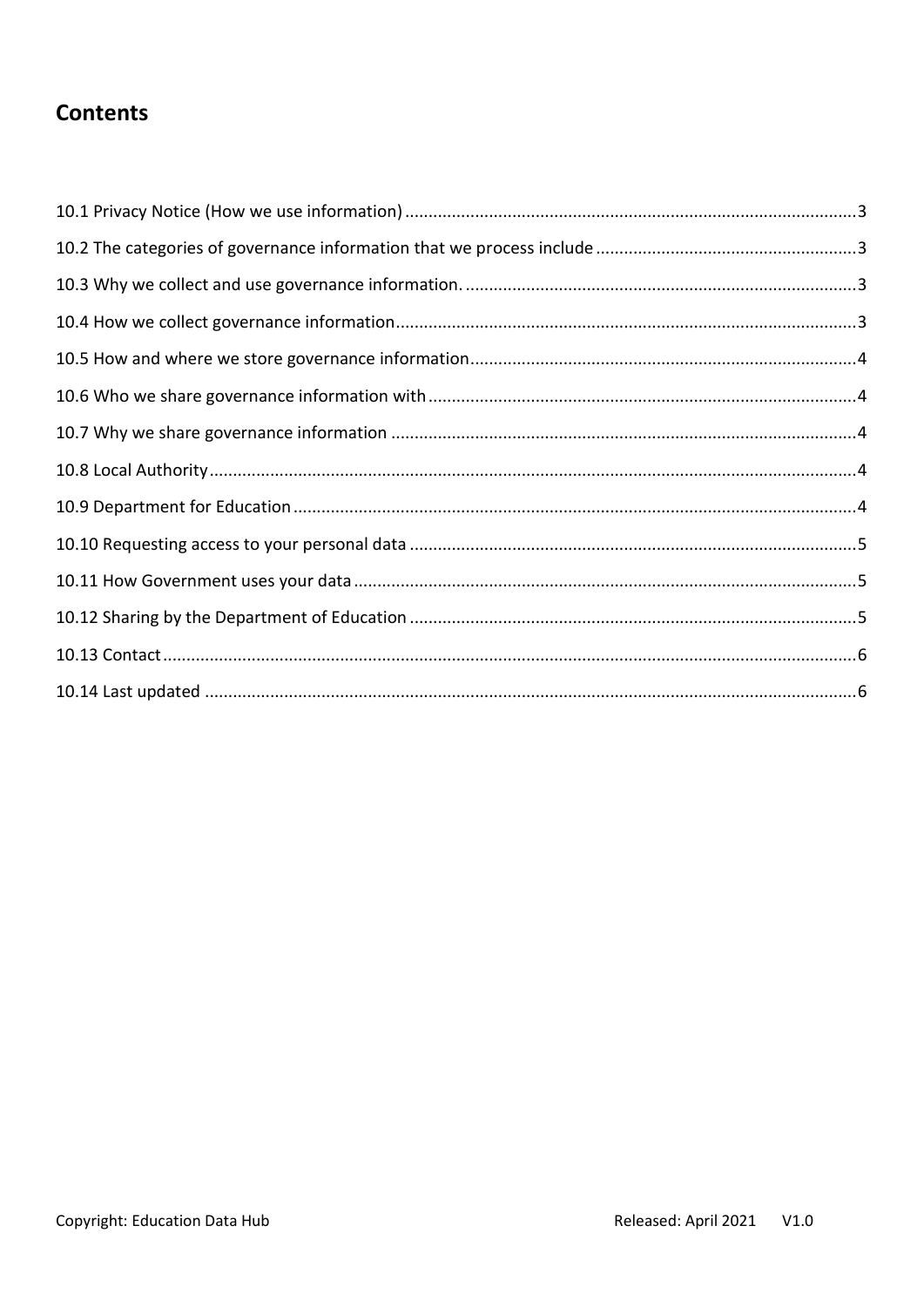## Contents

10.1 Privacy Notice (How we use information) ....... 3

10.2 The categories of governance information that we process include ....... 3

10.3 Why we collect and use governance information. ....... 3

10.4 How we collect governance information ....... 3

10.5 How and where we store governance information ....... 4

10.6 Who we share governance information with ....... 4

10.7 Why we share governance information ....... 4

10.8 Local Authority ....... 4

10.9 Department for Education ....... 4

10.10 Requesting access to your personal data ....... 5

10.11 How Government uses your data ....... 5

10.12 Sharing by the Department of Education ....... 5

10.13 Contact ....... 6

10.14 Last updated ....... 6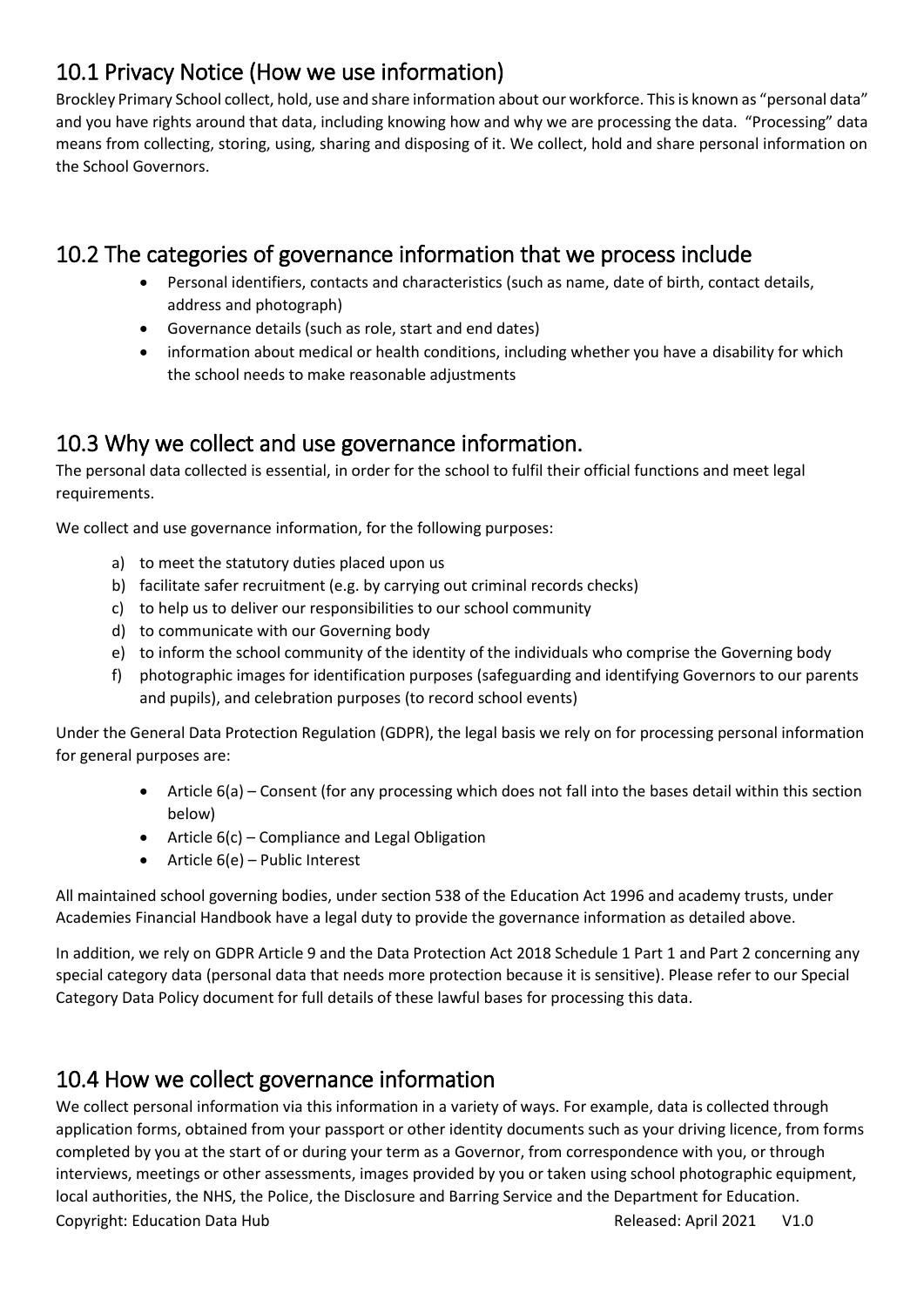## 10.1 Privacy Notice (How we use information)

Brockley Primary School collect, hold, use and share information about our workforce. This is known as "personal data" and you have rights around that data, including knowing how and why we are processing the data. "Processing" data means from collecting, storing, using, sharing and disposing of it. We collect, hold and share personal information on the School Governors.

## 10.2 The categories of governance information that we process include

- Personal identifiers, contacts and characteristics (such as name, date of birth, contact details, address and photograph)
- Governance details (such as role, start and end dates)
- information about medical or health conditions, including whether you have a disability for which the school needs to make reasonable adjustments

## 10.3 Why we collect and use governance information.

The personal data collected is essential, in order for the school to fulfil their official functions and meet legal requirements.

We collect and use governance information, for the following purposes:

a) to meet the statutory duties placed upon us
b) facilitate safer recruitment (e.g. by carrying out criminal records checks)
c) to help us to deliver our responsibilities to our school community
d) to communicate with our Governing body
e) to inform the school community of the identity of the individuals who comprise the Governing body
f) photographic images for identification purposes (safeguarding and identifying Governors to our parents and pupils), and celebration purposes (to record school events)

Under the General Data Protection Regulation (GDPR), the legal basis we rely on for processing personal information for general purposes are:

- Article 6(a) – Consent (for any processing which does not fall into the bases detail within this section below)
- Article 6(c) – Compliance and Legal Obligation
- Article 6(e) – Public Interest

All maintained school governing bodies, under section 538 of the Education Act 1996 and academy trusts, under Academies Financial Handbook have a legal duty to provide the governance information as detailed above.

In addition, we rely on GDPR Article 9 and the Data Protection Act 2018 Schedule 1 Part 1 and Part 2 concerning any special category data (personal data that needs more protection because it is sensitive). Please refer to our Special Category Data Policy document for full details of these lawful bases for processing this data.

## 10.4 How we collect governance information

We collect personal information via this information in a variety of ways. For example, data is collected through application forms, obtained from your passport or other identity documents such as your driving licence, from forms completed by you at the start of or during your term as a Governor, from correspondence with you, or through interviews, meetings or other assessments, images provided by you or taken using school photographic equipment, local authorities, the NHS, the Police, the Disclosure and Barring Service and the Department for Education.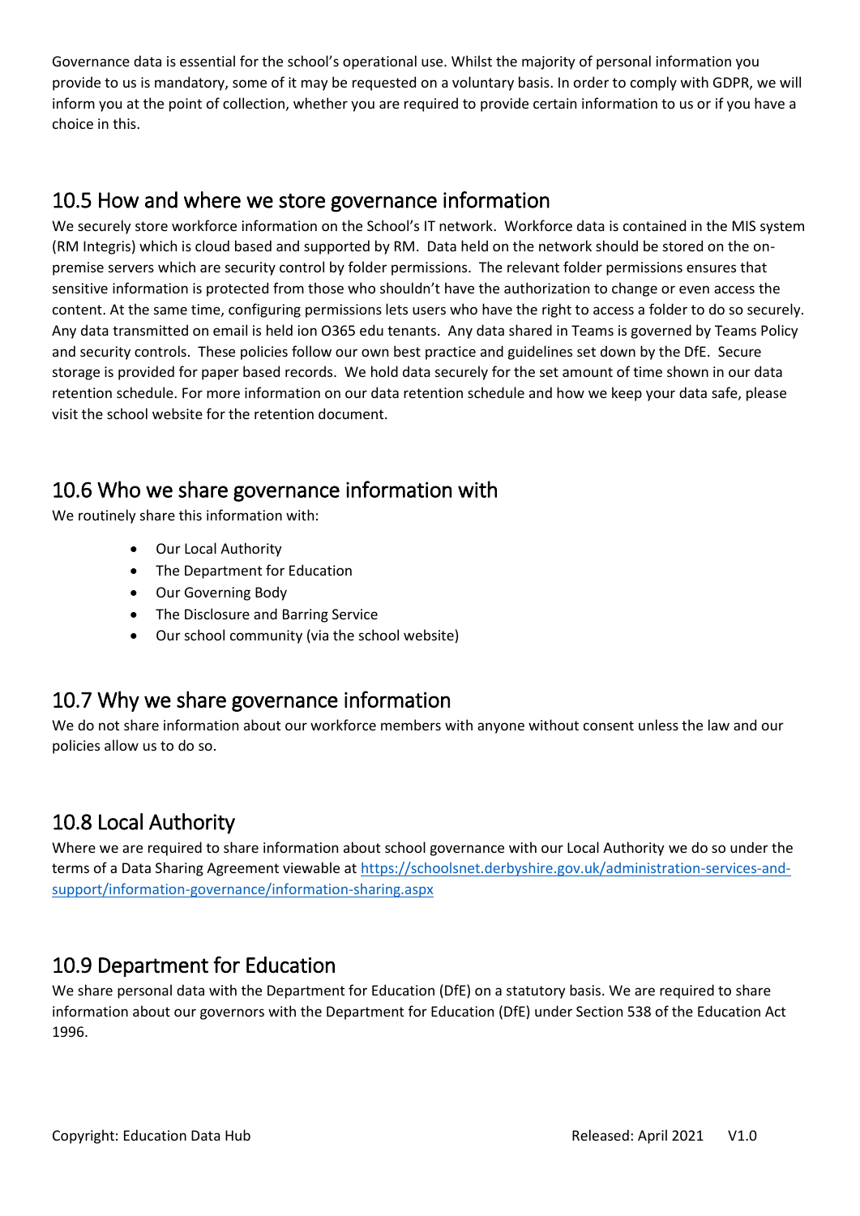Governance data is essential for the school's operational use. Whilst the majority of personal information you provide to us is mandatory, some of it may be requested on a voluntary basis. In order to comply with GDPR, we will inform you at the point of collection, whether you are required to provide certain information to us or if you have a choice in this.

## 10.5 How and where we store governance information

We securely store workforce information on the School's IT network. Workforce data is contained in the MIS system (RM Integris) which is cloud based and supported by RM. Data held on the network should be stored on the on-premise servers which are security control by folder permissions. The relevant folder permissions ensures that sensitive information is protected from those who shouldn't have the authorization to change or even access the content. At the same time, configuring permissions lets users who have the right to access a folder to do so securely. Any data transmitted on email is held ion O365 edu tenants. Any data shared in Teams is governed by Teams Policy and security controls. These policies follow our own best practice and guidelines set down by the DfE. Secure storage is provided for paper based records. We hold data securely for the set amount of time shown in our data retention schedule. For more information on our data retention schedule and how we keep your data safe, please visit the school website for the retention document.

## 10.6 Who we share governance information with

We routinely share this information with:

- Our Local Authority
- The Department for Education
- Our Governing Body
- The Disclosure and Barring Service
- Our school community (via the school website)

## 10.7 Why we share governance information

We do not share information about our workforce members with anyone without consent unless the law and our policies allow us to do so.

## 10.8 Local Authority

Where we are required to share information about school governance with our Local Authority we do so under the terms of a Data Sharing Agreement viewable at [https://schoolsnet.derbyshire.gov.uk/administration-services-and-support/information-governance/information-sharing.aspx](https://schoolsnet.derbyshire.gov.uk/administration-services-and-support/information-governance/information-sharing.aspx)

## 10.9 Department for Education

We share personal data with the Department for Education (DfE) on a statutory basis. We are required to share information about our governors with the Department for Education (DfE) under Section 538 of the Education Act 1996.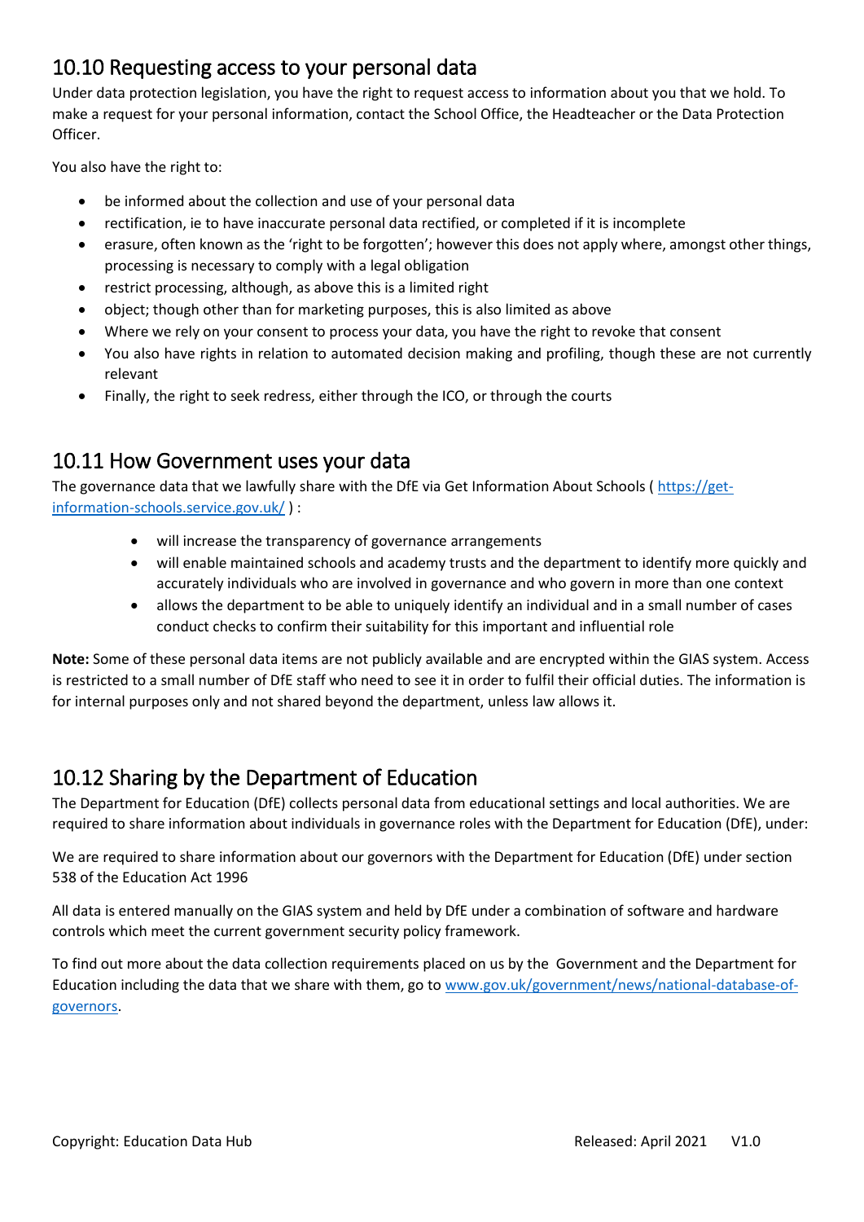## 10.10 Requesting access to your personal data

Under data protection legislation, you have the right to request access to information about you that we hold. To make a request for your personal information, contact the School Office, the Headteacher or the Data Protection Officer.

You also have the right to:

- be informed about the collection and use of your personal data
- rectification, ie to have inaccurate personal data rectified, or completed if it is incomplete
- erasure, often known as the 'right to be forgotten'; however this does not apply where, amongst other things, processing is necessary to comply with a legal obligation
- restrict processing, although, as above this is a limited right
- object; though other than for marketing purposes, this is also limited as above
- Where we rely on your consent to process your data, you have the right to revoke that consent
- You also have rights in relation to automated decision making and profiling, though these are not currently relevant
- Finally, the right to seek redress, either through the ICO, or through the courts

## 10.11 How Government uses your data

The governance data that we lawfully share with the DfE via Get Information About Schools ( https://get-information-schools.service.gov.uk/ ) :

- will increase the transparency of governance arrangements
- will enable maintained schools and academy trusts and the department to identify more quickly and accurately individuals who are involved in governance and who govern in more than one context
- allows the department to be able to uniquely identify an individual and in a small number of cases conduct checks to confirm their suitability for this important and influential role

**Note:** Some of these personal data items are not publicly available and are encrypted within the GIAS system. Access is restricted to a small number of DfE staff who need to see it in order to fulfil their official duties. The information is for internal purposes only and not shared beyond the department, unless law allows it.

## 10.12 Sharing by the Department of Education

The Department for Education (DfE) collects personal data from educational settings and local authorities. We are required to share information about individuals in governance roles with the Department for Education (DfE), under:

We are required to share information about our governors with the Department for Education (DfE) under section 538 of the Education Act 1996

All data is entered manually on the GIAS system and held by DfE under a combination of software and hardware controls which meet the current government security policy framework.

To find out more about the data collection requirements placed on us by the Government and the Department for Education including the data that we share with them, go to www.gov.uk/government/news/national-database-of-governors.

Copyright: Education Data Hub Released: April 2021 V1.0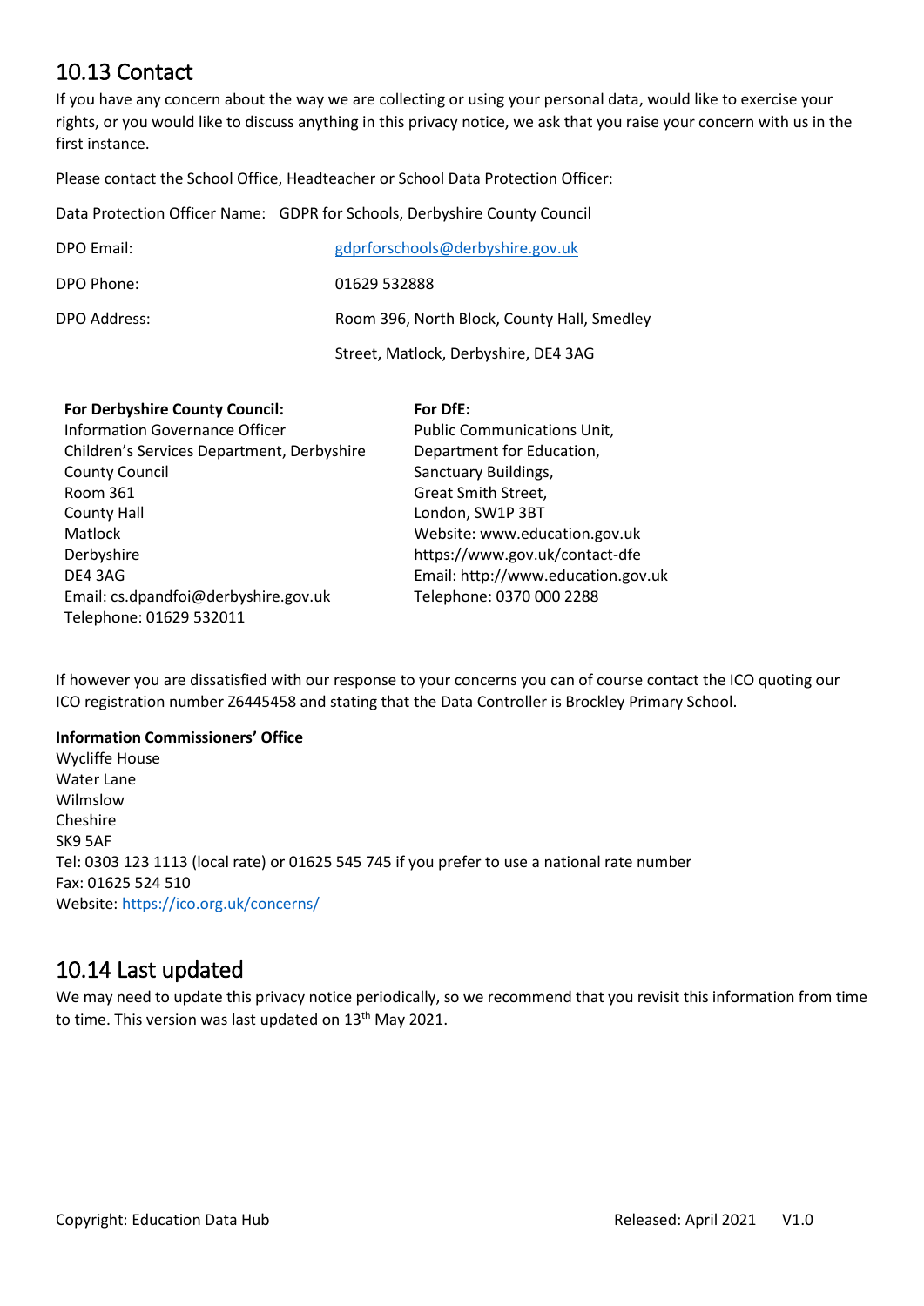## 10.13 Contact

If you have any concern about the way we are collecting or using your personal data, would like to exercise your rights, or you would like to discuss anything in this privacy notice, we ask that you raise your concern with us in the first instance.

Please contact the School Office, Headteacher or School Data Protection Officer:

Data Protection Officer Name: GDPR for Schools, Derbyshire County Council

| | |
|---|---|
| DPO Email: | gdprforschools@derbyshire.gov.uk |
| DPO Phone: | 01629 532888 |
| DPO Address: | Room 396, North Block, County Hall, Smedley Street, Matlock, Derbyshire, DE4 3AG |

**For Derbyshire County Council:**
Information Governance Officer
Children's Services Department, Derbyshire County Council
Room 361
County Hall
Matlock
Derbyshire
DE4 3AG
Email: cs.dpandfoi@derbyshire.gov.uk
Telephone: 01629 532011

**For DfE:**
Public Communications Unit,
Department for Education,
Sanctuary Buildings,
Great Smith Street,
London, SW1P 3BT
Website: www.education.gov.uk
https://www.gov.uk/contact-dfe
Email: http://www.education.gov.uk
Telephone: 0370 000 2288

If however you are dissatisfied with our response to your concerns you can of course contact the ICO quoting our ICO registration number Z6445458 and stating that the Data Controller is Brockley Primary School.

**Information Commissioners' Office**
Wycliffe House
Water Lane
Wilmslow
Cheshire
SK9 5AF
Tel: 0303 123 1113 (local rate) or 01625 545 745 if you prefer to use a national rate number
Fax: 01625 524 510
Website: https://ico.org.uk/concerns/

## 10.14 Last updated

We may need to update this privacy notice periodically, so we recommend that you revisit this information from time to time. This version was last updated on 13th May 2021.

Copyright: Education Data Hub Released: April 2021 V1.0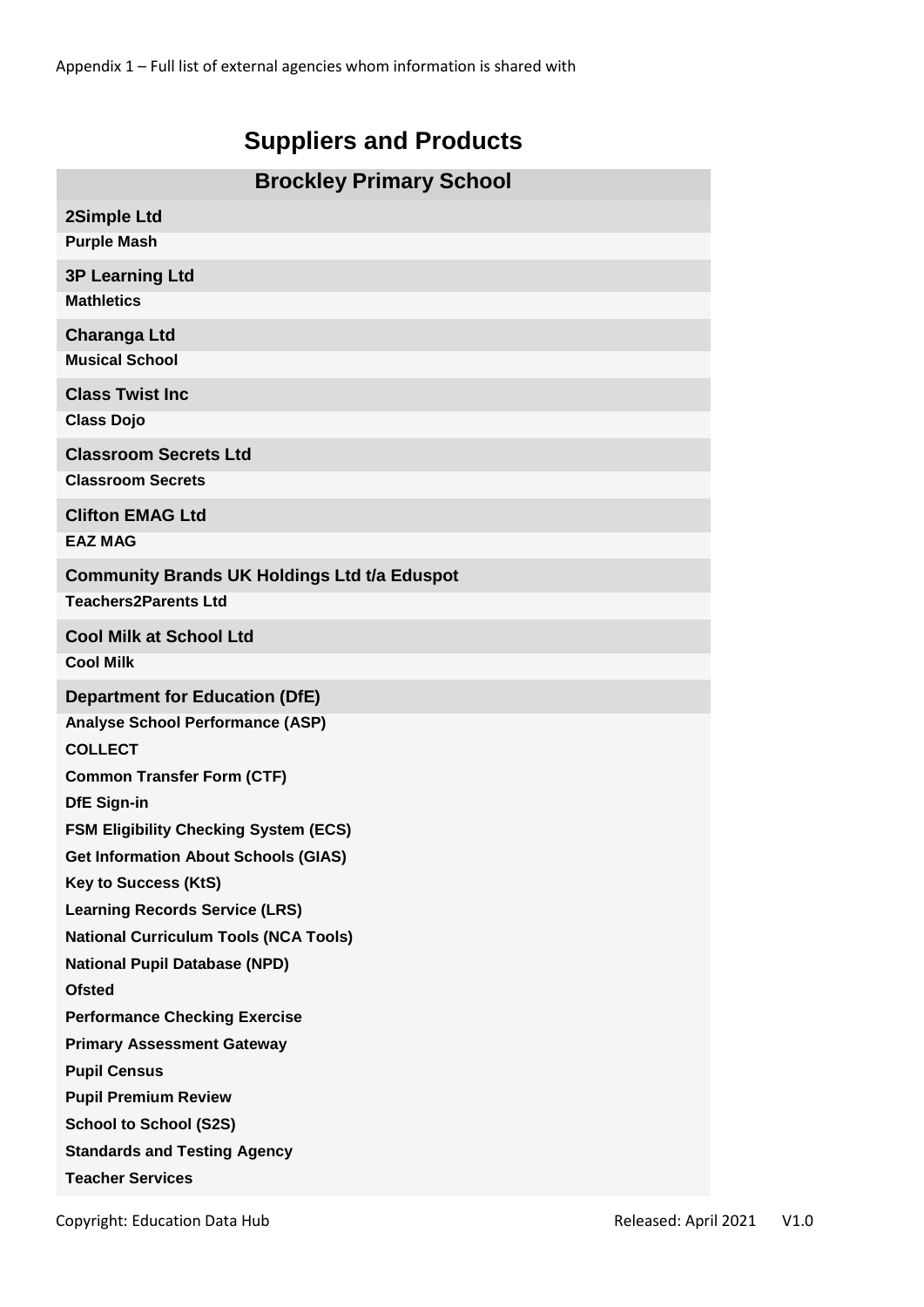Appendix 1 – Full list of external agencies whom information is shared with

# Suppliers and Products

## Brockley Primary School

### 2Simple Ltd

**Purple Mash**

### 3P Learning Ltd

**Mathletics**

### Charanga Ltd

**Musical School**

### Class Twist Inc

**Class Dojo**

### Classroom Secrets Ltd

**Classroom Secrets**

### Clifton EMAG Ltd

**EAZ MAG**

### Community Brands UK Holdings Ltd t/a Eduspot

**Teachers2Parents Ltd**

### Cool Milk at School Ltd

**Cool Milk**

### Department for Education (DfE)

**Analyse School Performance (ASP)**

**COLLECT**

**Common Transfer Form (CTF)**

**DfE Sign-in**

**FSM Eligibility Checking System (ECS)**

**Get Information About Schools (GIAS)**

**Key to Success (KtS)**

**Learning Records Service (LRS)**

**National Curriculum Tools (NCA Tools)**

**National Pupil Database (NPD)**

**Ofsted**

**Performance Checking Exercise**

**Primary Assessment Gateway**

**Pupil Census**

**Pupil Premium Review**

**School to School (S2S)**

**Standards and Testing Agency**

**Teacher Services**

Copyright: Education Data Hub Released: April 2021 V1.0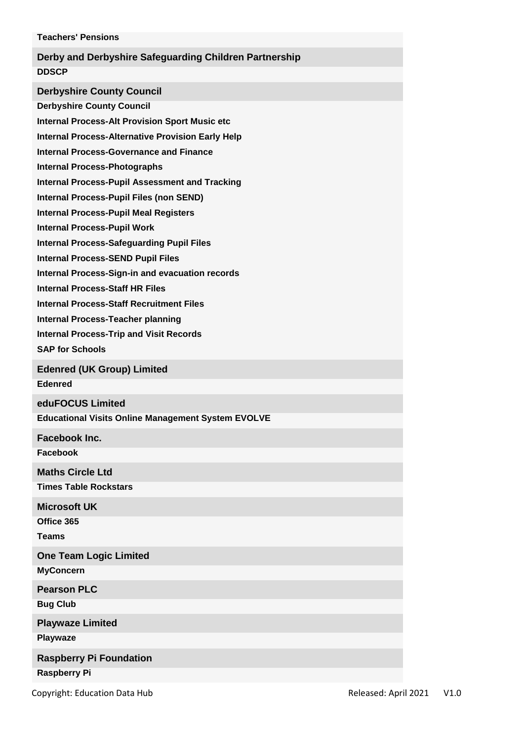**Teachers' Pensions**

## Derby and Derbyshire Safeguarding Children Partnership

**DDSCP**

## Derbyshire County Council

**Derbyshire County Council**

**Internal Process-Alt Provision Sport Music etc**

**Internal Process-Alternative Provision Early Help**

**Internal Process-Governance and Finance**

**Internal Process-Photographs**

**Internal Process-Pupil Assessment and Tracking**

**Internal Process-Pupil Files (non SEND)**

**Internal Process-Pupil Meal Registers**

**Internal Process-Pupil Work**

**Internal Process-Safeguarding Pupil Files**

**Internal Process-SEND Pupil Files**

**Internal Process-Sign-in and evacuation records**

**Internal Process-Staff HR Files**

**Internal Process-Staff Recruitment Files**

**Internal Process-Teacher planning**

**Internal Process-Trip and Visit Records**

**SAP for Schools**

## Edenred (UK Group) Limited

**Edenred**

## eduFOCUS Limited

**Educational Visits Online Management System EVOLVE**

## Facebook Inc.

**Facebook**

## Maths Circle Ltd

**Times Table Rockstars**

## Microsoft UK

**Office 365**

**Teams**

## One Team Logic Limited

**MyConcern**

## Pearson PLC

**Bug Club**

## Playwaze Limited

**Playwaze**

## Raspberry Pi Foundation

**Raspberry Pi**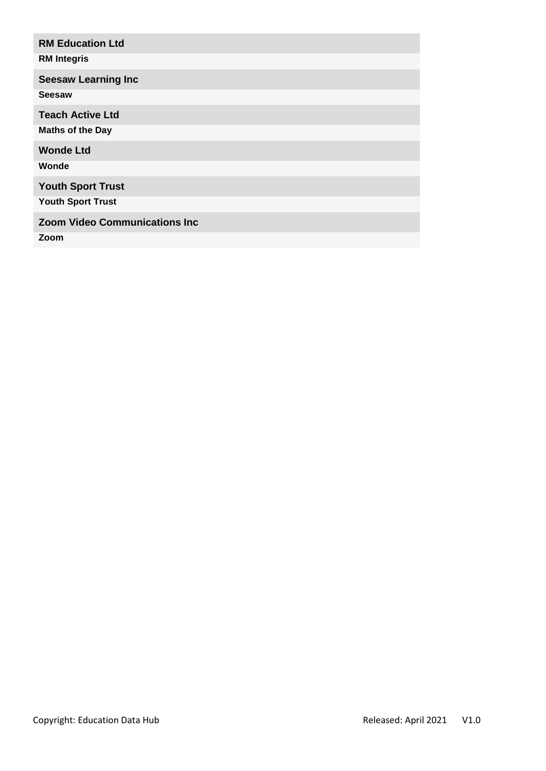**RM Education Ltd**

**RM Integris**

**Seesaw Learning Inc**

**Seesaw**

**Teach Active Ltd**

**Maths of the Day**

**Wonde Ltd**

**Wonde**

**Youth Sport Trust**

**Youth Sport Trust**

**Zoom Video Communications Inc**

**Zoom**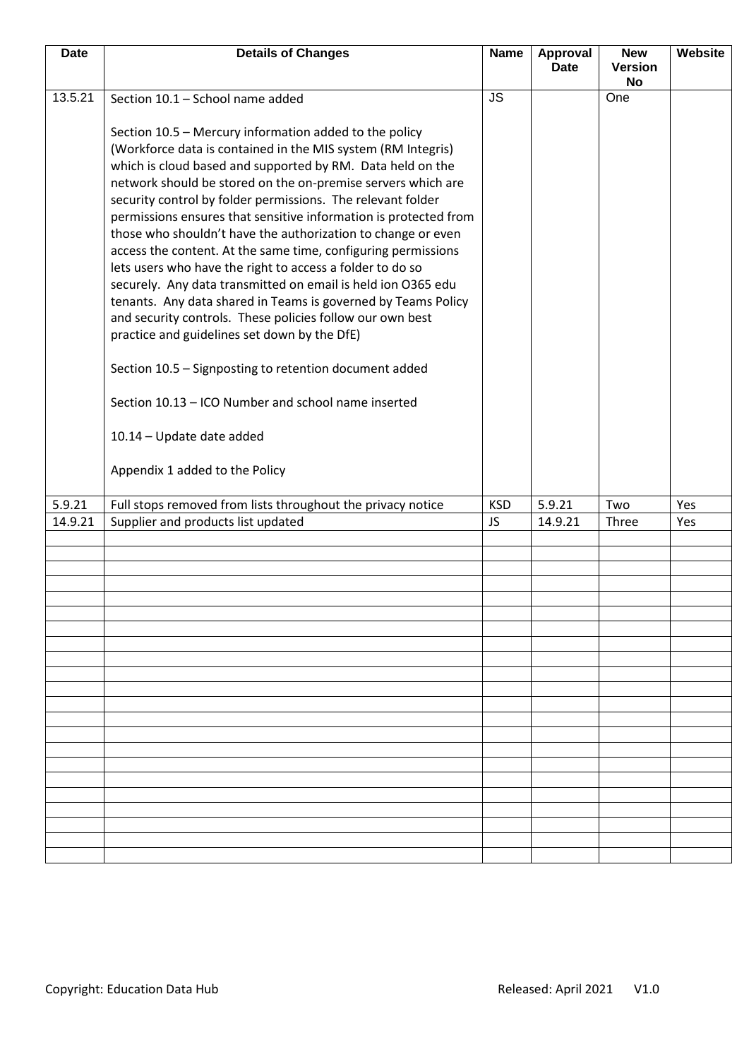| Date | Details of Changes | Name | Approval Date | New Version No | Website |
|---|---|---|---|---|---|
| 13.5.21 | Section 10.1 – School name added<br><br>Section 10.5 – Mercury information added to the policy (Workforce data is contained in the MIS system (RM Integris) which is cloud based and supported by RM. Data held on the network should be stored on the on-premise servers which are security control by folder permissions. The relevant folder permissions ensures that sensitive information is protected from those who shouldn't have the authorization to change or even access the content. At the same time, configuring permissions lets users who have the right to access a folder to do so securely. Any data transmitted on email is held ion O365 edu tenants. Any data shared in Teams is governed by Teams Policy and security controls. These policies follow our own best practice and guidelines set down by the DfE)<br><br>Section 10.5 – Signposting to retention document added<br><br>Section 10.13 – ICO Number and school name inserted<br><br>10.14 – Update date added<br><br>Appendix 1 added to the Policy | JS | | One | |
| 5.9.21 | Full stops removed from lists throughout the privacy notice | KSD | 5.9.21 | Two | Yes |
| 14.9.21 | Supplier and products list updated | JS | 14.9.21 | Three | Yes |
| | | | | | |
| | | | | | |
| | | | | | |
| | | | | | |
| | | | | | |
| | | | | | |
| | | | | | |
| | | | | | |
| | | | | | |
| | | | | | |
| | | | | | |
| | | | | | |
| | | | | | |
| | | | | | |
| | | | | | |
| | | | | | |
| | | | | | |
| | | | | | |
| | | | | | |
| | | | | | |
| | | | | | |
| | | | | | |

Copyright: Education Data Hub Released: April 2021 V1.0